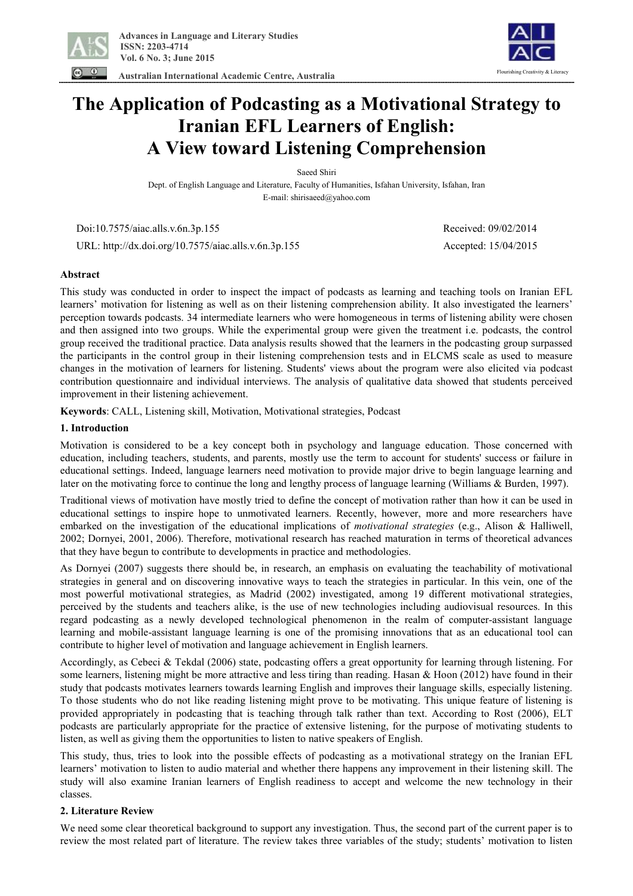# The Application of Podcasting as a Motivational Strategy to Iranian EFL Learners of English: A View toward Listening Comprehension

Saeed Shiri

Dept. of English Language and Literature, Faculty of Humanities, Isfahan University, Isfahan, Iran

E-mail: shirisaeed@yahoo.com

Doi:10.7575/aiac.alls.v.6n.3p.155 Received: 09/02/2014

URL: http://dx.doi.org/10.7575/aiac.alls.v.6n.3p.155 Accepted: 15/04/2015

## Abstract

This study was conducted in order to inspect the impact of podcasts as learning and teaching tools on Iranian EFL learners' motivation for listening as well as on their listening comprehension ability. It also investigated the learners' perception towards podcasts. 34 intermediate learners who were homogeneous in terms of listening ability were chosen and then assigned into two groups. While the experimental group were given the treatment i.e. podcasts, the control group received the traditional practice. Data analysis results showed that the learners in the podcasting group surpassed the participants in the control group in their listening comprehension tests and in ELCMS scale as used to measure changes in the motivation of learners for listening. Students' views about the program were also elicited via podcast contribution questionnaire and individual interviews. The analysis of qualitative data showed that students perceived improvement in their listening achievement.

**Keywords**: CALL, Listening skill, Motivation, Motivational strategies, Podcast

## 1. Introduction

Motivation is considered to be a key concept both in psychology and language education. Those concerned with education, including teachers, students, and parents, mostly use the term to account for students' success or failure in educational settings. Indeed, language learners need motivation to provide major drive to begin language learning and later on the motivating force to continue the long and lengthy process of language learning (Williams & Burden, 1997).

Traditional views of motivation have mostly tried to define the concept of motivation rather than how it can be used in educational settings to inspire hope to unmotivated learners. Recently, however, more and more researchers have embarked on the investigation of the educational implications of *motivational strategies* (e.g., Alison & Halliwell, 2002; Dornyei, 2001, 2006). Therefore, motivational research has reached maturation in terms of theoretical advances that they have begun to contribute to developments in practice and methodologies.

As Dornyei (2007) suggests there should be, in research, an emphasis on evaluating the teachability of motivational strategies in general and on discovering innovative ways to teach the strategies in particular. In this vein, one of the most powerful motivational strategies, as Madrid (2002) investigated, among 19 different motivational strategies, perceived by the students and teachers alike, is the use of new technologies including audiovisual resources. In this regard podcasting as a newly developed technological phenomenon in the realm of computer-assistant language learning and mobile-assistant language learning is one of the promising innovations that as an educational tool can contribute to higher level of motivation and language achievement in English learners.

Accordingly, as Cebeci & Tekdal (2006) state, podcasting offers a great opportunity for learning through listening. For some learners, listening might be more attractive and less tiring than reading. Hasan & Hoon (2012) have found in their study that podcasts motivates learners towards learning English and improves their language skills, especially listening. To those students who do not like reading listening might prove to be motivating. This unique feature of listening is provided appropriately in podcasting that is teaching through talk rather than text. According to Rost (2006), ELT podcasts are particularly appropriate for the practice of extensive listening, for the purpose of motivating students to listen, as well as giving them the opportunities to listen to native speakers of English.

This study, thus, tries to look into the possible effects of podcasting as a motivational strategy on the Iranian EFL learners' motivation to listen to audio material and whether there happens any improvement in their listening skill. The study will also examine Iranian learners of English readiness to accept and welcome the new technology in their classes.

## 2. Literature Review

We need some clear theoretical background to support any investigation. Thus, the second part of the current paper is to review the most related part of literature. The review takes three variables of the study; students' motivation to listen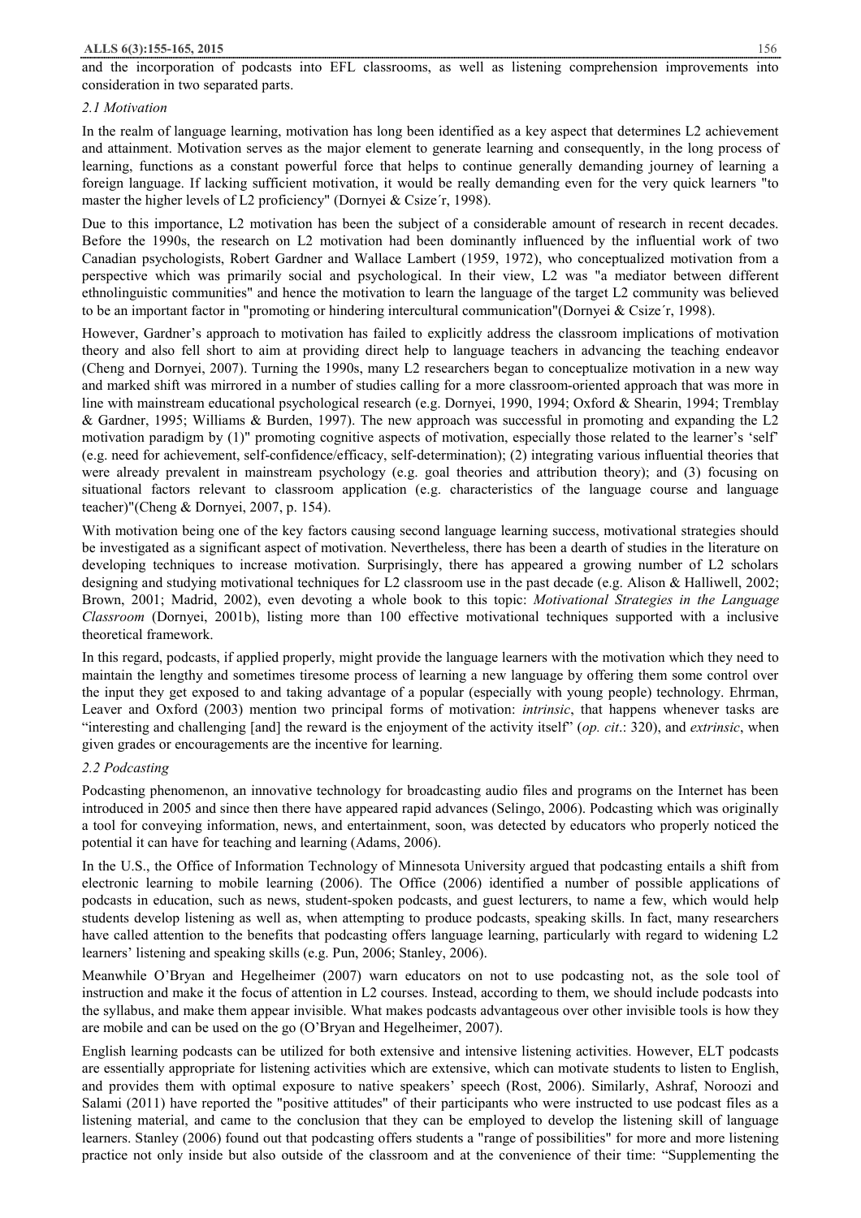and the incorporation of podcasts into EFL classrooms, as well as listening comprehension improvements into consideration in two separated parts.

### *2.1 Motivation*

In the realm of language learning, motivation has long been identified as a key aspect that determines L2 achievement and attainment. Motivation serves as the major element to generate learning and consequently, in the long process of learning, functions as a constant powerful force that helps to continue generally demanding journey of learning a foreign language. If lacking sufficient motivation, it would be really demanding even for the very quick learners "to master the higher levels of L2 proficiency" (Dornyei & Csize´r, 1998).

Due to this importance, L2 motivation has been the subject of a considerable amount of research in recent decades. Before the 1990s, the research on L2 motivation had been dominantly influenced by the influential work of two Canadian psychologists, Robert Gardner and Wallace Lambert (1959, 1972), who conceptualized motivation from a perspective which was primarily social and psychological. In their view, L2 was "a mediator between different ethnolinguistic communities" and hence the motivation to learn the language of the target L2 community was believed to be an important factor in "promoting or hindering intercultural communication"(Dornyei & Csize´r, 1998).

However, Gardner's approach to motivation has failed to explicitly address the classroom implications of motivation theory and also fell short to aim at providing direct help to language teachers in advancing the teaching endeavor (Cheng and Dornyei, 2007). Turning the 1990s, many L2 researchers began to conceptualize motivation in a new way and marked shift was mirrored in a number of studies calling for a more classroom-oriented approach that was more in line with mainstream educational psychological research (e.g. Dornyei, 1990, 1994; Oxford & Shearin, 1994; Tremblay & Gardner, 1995; Williams & Burden, 1997). The new approach was successful in promoting and expanding the L2 motivation paradigm by (1)" promoting cognitive aspects of motivation, especially those related to the learner's 'self' (e.g. need for achievement, self-confidence/efficacy, self-determination); (2) integrating various influential theories that were already prevalent in mainstream psychology (e.g. goal theories and attribution theory); and (3) focusing on situational factors relevant to classroom application (e.g. characteristics of the language course and language teacher)"(Cheng & Dornyei, 2007, p. 154).

With motivation being one of the key factors causing second language learning success, motivational strategies should be investigated as a significant aspect of motivation. Nevertheless, there has been a dearth of studies in the literature on developing techniques to increase motivation. Surprisingly, there has appeared a growing number of L2 scholars designing and studying motivational techniques for L2 classroom use in the past decade (e.g. Alison & Halliwell, 2002; Brown, 2001; Madrid, 2002), even devoting a whole book to this topic: *Motivational Strategies in the Language Classroom* (Dornyei, 2001b), listing more than 100 effective motivational techniques supported with a inclusive theoretical framework.

In this regard, podcasts, if applied properly, might provide the language learners with the motivation which they need to maintain the lengthy and sometimes tiresome process of learning a new language by offering them some control over the input they get exposed to and taking advantage of a popular (especially with young people) technology. Ehrman, Leaver and Oxford (2003) mention two principal forms of motivation: *intrinsic*, that happens whenever tasks are "interesting and challenging [and] the reward is the enjoyment of the activity itself" (*op. cit*.: 320), and *extrinsic*, when given grades or encouragements are the incentive for learning.

### *2.2 Podcasting*

Podcasting phenomenon, an innovative technology for broadcasting audio files and programs on the Internet has been introduced in 2005 and since then there have appeared rapid advances (Selingo, 2006). Podcasting which was originally a tool for conveying information, news, and entertainment, soon, was detected by educators who properly noticed the potential it can have for teaching and learning (Adams, 2006).

In the U.S., the Office of Information Technology of Minnesota University argued that podcasting entails a shift from electronic learning to mobile learning (2006). The Office (2006) identified a number of possible applications of podcasts in education, such as news, student-spoken podcasts, and guest lecturers, to name a few, which would help students develop listening as well as, when attempting to produce podcasts, speaking skills. In fact, many researchers have called attention to the benefits that podcasting offers language learning, particularly with regard to widening L2 learners' listening and speaking skills (e.g. Pun, 2006; Stanley, 2006).

Meanwhile O'Bryan and Hegelheimer (2007) warn educators on not to use podcasting not, as the sole tool of instruction and make it the focus of attention in L2 courses. Instead, according to them, we should include podcasts into the syllabus, and make them appear invisible. What makes podcasts advantageous over other invisible tools is how they are mobile and can be used on the go (O'Bryan and Hegelheimer, 2007).

English learning podcasts can be utilized for both extensive and intensive listening activities. However, ELT podcasts are essentially appropriate for listening activities which are extensive, which can motivate students to listen to English, and provides them with optimal exposure to native speakers' speech (Rost, 2006). Similarly, Ashraf, Noroozi and Salami (2011) have reported the "positive attitudes" of their participants who were instructed to use podcast files as a listening material, and came to the conclusion that they can be employed to develop the listening skill of language learners. Stanley (2006) found out that podcasting offers students a "range of possibilities" for more and more listening practice not only inside but also outside of the classroom and at the convenience of their time: "Supplementing the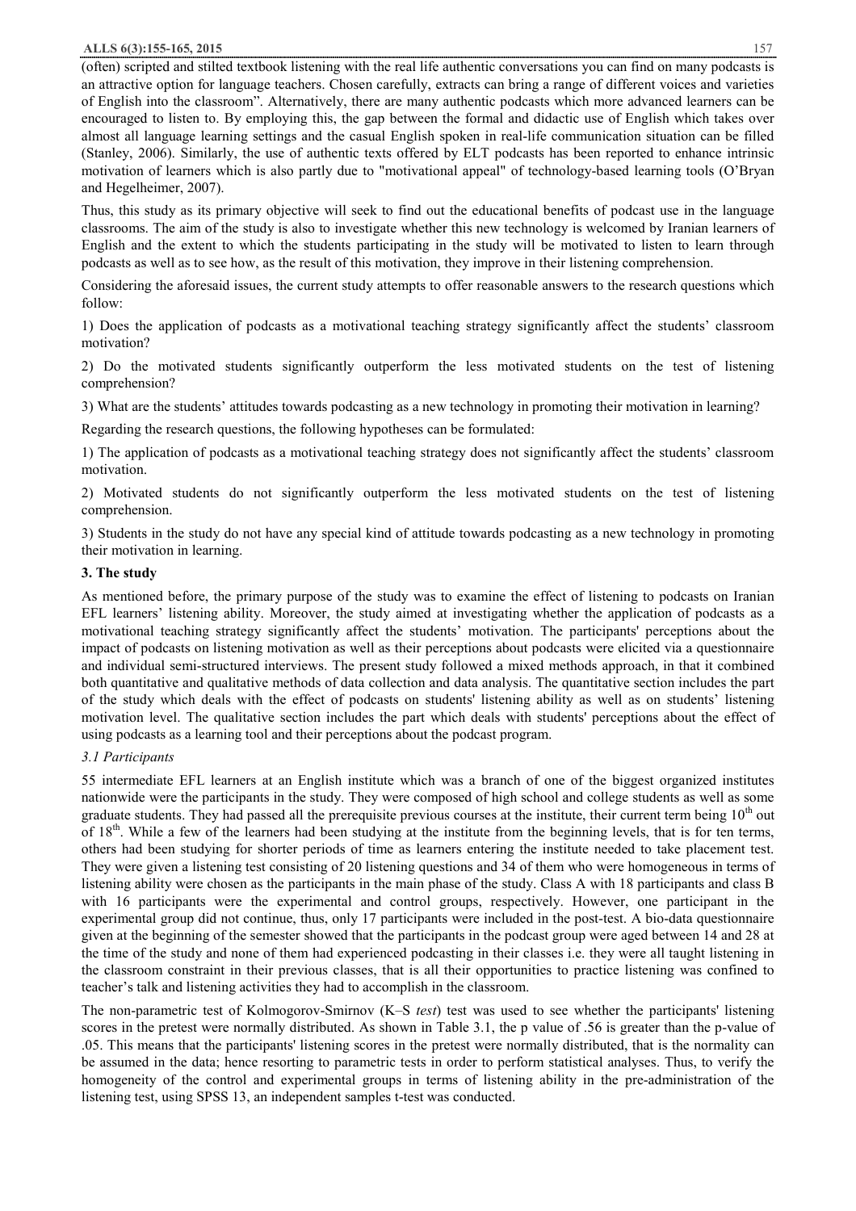(often) scripted and stilted textbook listening with the real life authentic conversations you can find on many podcasts is an attractive option for language teachers. Chosen carefully, extracts can bring a range of different voices and varieties of English into the classroom". Alternatively, there are many authentic podcasts which more advanced learners can be encouraged to listen to. By employing this, the gap between the formal and didactic use of English which takes over almost all language learning settings and the casual English spoken in real-life communication situation can be filled (Stanley, 2006). Similarly, the use of authentic texts offered by ELT podcasts has been reported to enhance intrinsic motivation of learners which is also partly due to "motivational appeal" of technology-based learning tools (O'Bryan and Hegelheimer, 2007).

Thus, this study as its primary objective will seek to find out the educational benefits of podcast use in the language classrooms. The aim of the study is also to investigate whether this new technology is welcomed by Iranian learners of English and the extent to which the students participating in the study will be motivated to listen to learn through podcasts as well as to see how, as the result of this motivation, they improve in their listening comprehension.

Considering the aforesaid issues, the current study attempts to offer reasonable answers to the research questions which follow:

1) Does the application of podcasts as a motivational teaching strategy significantly affect the students' classroom motivation?

2) Do the motivated students significantly outperform the less motivated students on the test of listening comprehension?

3) What are the students' attitudes towards podcasting as a new technology in promoting their motivation in learning?

Regarding the research questions, the following hypotheses can be formulated:

1) The application of podcasts as a motivational teaching strategy does not significantly affect the students' classroom motivation.

2) Motivated students do not significantly outperform the less motivated students on the test of listening comprehension.

3) Students in the study do not have any special kind of attitude towards podcasting as a new technology in promoting their motivation in learning.

## 3. The study

As mentioned before, the primary purpose of the study was to examine the effect of listening to podcasts on Iranian EFL learners' listening ability. Moreover, the study aimed at investigating whether the application of podcasts as a motivational teaching strategy significantly affect the students' motivation. The participants' perceptions about the impact of podcasts on listening motivation as well as their perceptions about podcasts were elicited via a questionnaire and individual semi-structured interviews. The present study followed a mixed methods approach, in that it combined both quantitative and qualitative methods of data collection and data analysis. The quantitative section includes the part of the study which deals with the effect of podcasts on students' listening ability as well as on students' listening motivation level. The qualitative section includes the part which deals with students' perceptions about the effect of using podcasts as a learning tool and their perceptions about the podcast program.

### *3.1 Participants*

55 intermediate EFL learners at an English institute which was a branch of one of the biggest organized institutes nationwide were the participants in the study. They were composed of high school and college students as well as some graduate students. They had passed all the prerequisite previous courses at the institute, their current term being 10th out of 18th. While a few of the learners had been studying at the institute from the beginning levels, that is for ten terms, others had been studying for shorter periods of time as learners entering the institute needed to take placement test. They were given a listening test consisting of 20 listening questions and 34 of them who were homogeneous in terms of listening ability were chosen as the participants in the main phase of the study. Class A with 18 participants and class B with 16 participants were the experimental and control groups, respectively. However, one participant in the experimental group did not continue, thus, only 17 participants were included in the post-test. A bio-data questionnaire given at the beginning of the semester showed that the participants in the podcast group were aged between 14 and 28 at the time of the study and none of them had experienced podcasting in their classes i.e. they were all taught listening in the classroom constraint in their previous classes, that is all their opportunities to practice listening was confined to teacher's talk and listening activities they had to accomplish in the classroom.

The non-parametric test of Kolmogorov-Smirnov (K–S *test*) test was used to see whether the participants' listening scores in the pretest were normally distributed. As shown in Table 3.1, the p value of .56 is greater than the p-value of .05. This means that the participants' listening scores in the pretest were normally distributed, that is the normality can be assumed in the data; hence resorting to parametric tests in order to perform statistical analyses. Thus, to verify the homogeneity of the control and experimental groups in terms of listening ability in the pre-administration of the listening test, using SPSS 13, an independent samples t-test was conducted.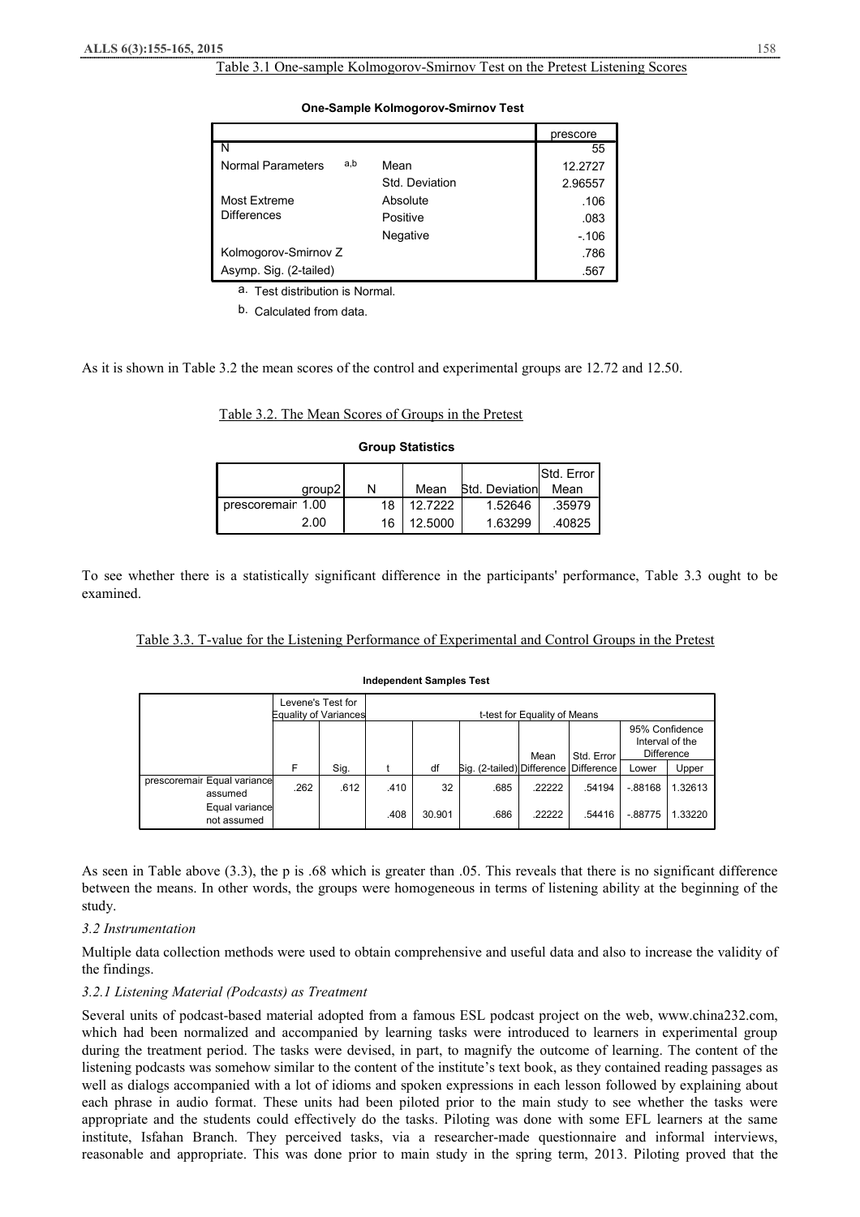Table 3.1 One-sample Kolmogorov-Smirnov Test on the Pretest Listening Scores

**One-Sample Kolmogorov-Smirnov Test**

| | | prescore |
|---|---|---|
| N | | 55 |
| Normal Parameters a,b | Mean | 12.2727 |
| | Std. Deviation | 2.96557 |
| Most Extreme Differences | Absolute | .106 |
| | Positive | .083 |
| | Negative | -.106 |
| Kolmogorov-Smirnov Z | | .786 |
| Asymp. Sig. (2-tailed) | | .567 |

a. Test distribution is Normal.

b. Calculated from data.

As it is shown in Table 3.2 the mean scores of the control and experimental groups are 12.72 and 12.50.

Table 3.2. The Mean Scores of Groups in the Pretest

**Group Statistics**

| | group2 | N | Mean | Std. Deviation | Std. Error Mean |
|---|---|---|---|---|---|
| prescoremair | 1.00 | 18 | 12.7222 | 1.52646 | .35979 |
| | 2.00 | 16 | 12.5000 | 1.63299 | .40825 |

To see whether there is a statistically significant difference in the participants' performance, Table 3.3 ought to be examined.

Table 3.3. T-value for the Listening Performance of Experimental and Control Groups in the Pretest

**Independent Samples Test**

| | | Levene's Test for Equality of Variances | | t-test for Equality of Means | | | | | 95% Confidence Interval of the Difference | |
|---|---|---|---|---|---|---|---|---|---|---|
| | | F | Sig. | t | df | Sig. (2-tailed) | Mean Difference | Std. Error Difference | Lower | Upper |
| prescoremair | Equal variances assumed | .262 | .612 | .410 | 32 | .685 | .22222 | .54194 | -.88168 | 1.32613 |
| | Equal variances not assumed | | | .408 | 30.901 | .686 | .22222 | .54416 | -.88775 | 1.33220 |

As seen in Table above (3.3), the p is .68 which is greater than .05. This reveals that there is no significant difference between the means. In other words, the groups were homogeneous in terms of listening ability at the beginning of the study.

### *3.2 Instrumentation*

Multiple data collection methods were used to obtain comprehensive and useful data and also to increase the validity of the findings.

#### *3.2.1 Listening Material (Podcasts) as Treatment*

Several units of podcast-based material adopted from a famous ESL podcast project on the web, www.china232.com, which had been normalized and accompanied by learning tasks were introduced to learners in experimental group during the treatment period. The tasks were devised, in part, to magnify the outcome of learning. The content of the listening podcasts was somehow similar to the content of the institute's text book, as they contained reading passages as well as dialogs accompanied with a lot of idioms and spoken expressions in each lesson followed by explaining about each phrase in audio format. These units had been piloted prior to the main study to see whether the tasks were appropriate and the students could effectively do the tasks. Piloting was done with some EFL learners at the same institute, Isfahan Branch. They perceived tasks, via a researcher-made questionnaire and informal interviews, reasonable and appropriate. This was done prior to main study in the spring term, 2013. Piloting proved that the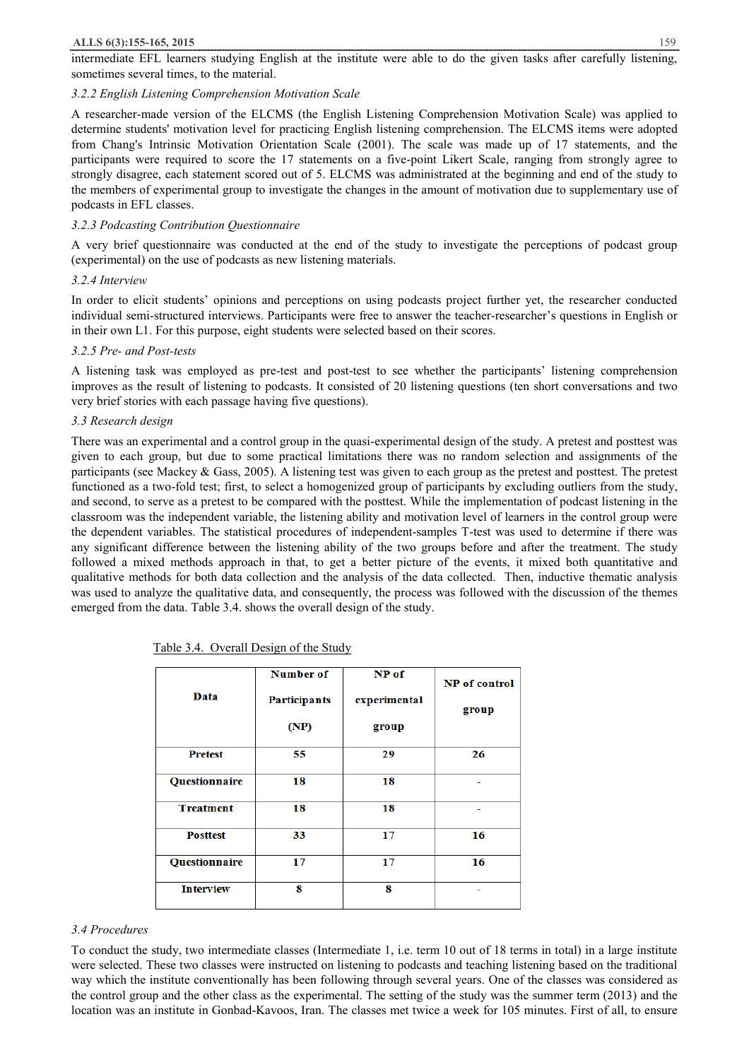intermediate EFL learners studying English at the institute were able to do the given tasks after carefully listening, sometimes several times, to the material.

*3.2.2 English Listening Comprehension Motivation Scale*

A researcher-made version of the ELCMS (the English Listening Comprehension Motivation Scale) was applied to determine students' motivation level for practicing English listening comprehension. The ELCMS items were adopted from Chang's Intrinsic Motivation Orientation Scale (2001). The scale was made up of 17 statements, and the participants were required to score the 17 statements on a five-point Likert Scale, ranging from strongly agree to strongly disagree, each statement scored out of 5. ELCMS was administrated at the beginning and end of the study to the members of experimental group to investigate the changes in the amount of motivation due to supplementary use of podcasts in EFL classes.

*3.2.3 Podcasting Contribution Questionnaire*

A very brief questionnaire was conducted at the end of the study to investigate the perceptions of podcast group (experimental) on the use of podcasts as new listening materials.

*3.2.4 Interview*

In order to elicit students' opinions and perceptions on using podcasts project further yet, the researcher conducted individual semi-structured interviews. Participants were free to answer the teacher-researcher's questions in English or in their own L1. For this purpose, eight students were selected based on their scores.

*3.2.5 Pre- and Post-tests*

A listening task was employed as pre-test and post-test to see whether the participants' listening comprehension improves as the result of listening to podcasts. It consisted of 20 listening questions (ten short conversations and two very brief stories with each passage having five questions).

*3.3 Research design*

There was an experimental and a control group in the quasi-experimental design of the study. A pretest and posttest was given to each group, but due to some practical limitations there was no random selection and assignments of the participants (see Mackey & Gass, 2005). A listening test was given to each group as the pretest and posttest. The pretest functioned as a two-fold test; first, to select a homogenized group of participants by excluding outliers from the study, and second, to serve as a pretest to be compared with the posttest. While the implementation of podcast listening in the classroom was the independent variable, the listening ability and motivation level of learners in the control group were the dependent variables. The statistical procedures of independent-samples T-test was used to determine if there was any significant difference between the listening ability of the two groups before and after the treatment. The study followed a mixed methods approach in that, to get a better picture of the events, it mixed both quantitative and qualitative methods for both data collection and the analysis of the data collected. Then, inductive thematic analysis was used to analyze the qualitative data, and consequently, the process was followed with the discussion of the themes emerged from the data. Table 3.4. shows the overall design of the study.

Table 3.4. Overall Design of the Study

| Data | Number of Participants (NP) | NP of experimental group | NP of control group |
|---|---|---|---|
| Pretest | 55 | 29 | 26 |
| Questionnaire | 18 | 18 | - |
| Treatment | 18 | 18 | - |
| Posttest | 33 | 17 | 16 |
| Questionnaire | 17 | 17 | 16 |
| Interview | 8 | 8 | - |

*3.4 Procedures*

To conduct the study, two intermediate classes (Intermediate 1, i.e. term 10 out of 18 terms in total) in a large institute were selected. These two classes were instructed on listening to podcasts and teaching listening based on the traditional way which the institute conventionally has been following through several years. One of the classes was considered as the control group and the other class as the experimental. The setting of the study was the summer term (2013) and the location was an institute in Gonbad-Kavoos, Iran. The classes met twice a week for 105 minutes. First of all, to ensure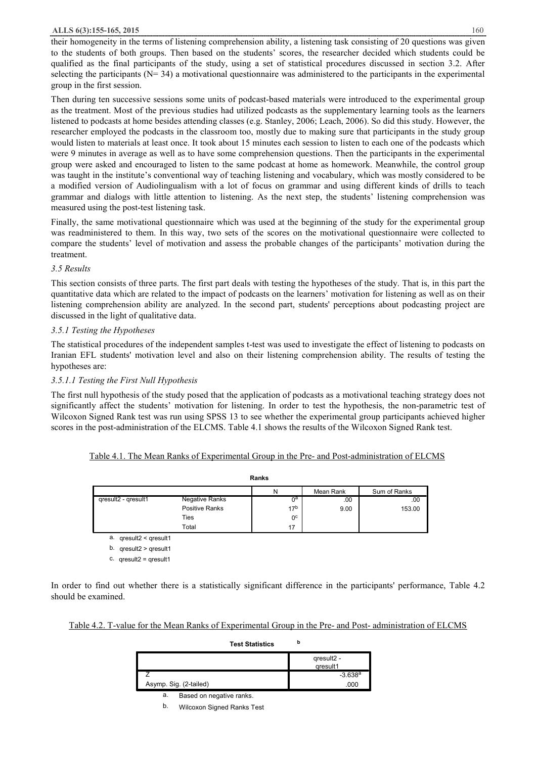their homogeneity in the terms of listening comprehension ability, a listening task consisting of 20 questions was given to the students of both groups. Then based on the students' scores, the researcher decided which students could be qualified as the final participants of the study, using a set of statistical procedures discussed in section 3.2. After selecting the participants (N= 34) a motivational questionnaire was administered to the participants in the experimental group in the first session.

Then during ten successive sessions some units of podcast-based materials were introduced to the experimental group as the treatment. Most of the previous studies had utilized podcasts as the supplementary learning tools as the learners listened to podcasts at home besides attending classes (e.g. Stanley, 2006; Leach, 2006). So did this study. However, the researcher employed the podcasts in the classroom too, mostly due to making sure that participants in the study group would listen to materials at least once. It took about 15 minutes each session to listen to each one of the podcasts which were 9 minutes in average as well as to have some comprehension questions. Then the participants in the experimental group were asked and encouraged to listen to the same podcast at home as homework. Meanwhile, the control group was taught in the institute's conventional way of teaching listening and vocabulary, which was mostly considered to be a modified version of Audiolingualism with a lot of focus on grammar and using different kinds of drills to teach grammar and dialogs with little attention to listening. As the next step, the students' listening comprehension was measured using the post-test listening task.

Finally, the same motivational questionnaire which was used at the beginning of the study for the experimental group was readministered to them. In this way, two sets of the scores on the motivational questionnaire were collected to compare the students' level of motivation and assess the probable changes of the participants' motivation during the treatment.

### *3.5 Results*

This section consists of three parts. The first part deals with testing the hypotheses of the study. That is, in this part the quantitative data which are related to the impact of podcasts on the learners' motivation for listening as well as on their listening comprehension ability are analyzed. In the second part, students' perceptions about podcasting project are discussed in the light of qualitative data.

#### *3.5.1 Testing the Hypotheses*

The statistical procedures of the independent samples t-test was used to investigate the effect of listening to podcasts on Iranian EFL students' motivation level and also on their listening comprehension ability. The results of testing the hypotheses are:

##### *3.5.1.1 Testing the First Null Hypothesis*

The first null hypothesis of the study posed that the application of podcasts as a motivational teaching strategy does not significantly affect the students' motivation for listening. In order to test the hypothesis, the non-parametric test of Wilcoxon Signed Rank test was run using SPSS 13 to see whether the experimental group participants achieved higher scores in the post-administration of the ELCMS. Table 4.1 shows the results of the Wilcoxon Signed Rank test.

Table 4.1. The Mean Ranks of Experimental Group in the Pre- and Post-administration of ELCMS

**Ranks**

| | | N | Mean Rank | Sum of Ranks |
|---|---|---|---|---|
| qresult2 - qresult1 | Negative Ranks | 0[a] | .00 | .00 |
| | Positive Ranks | 17[b] | 9.00 | 153.00 |
| | Ties | 0[c] | | |
| | Total | 17 | | |

a. qresult2 < qresult1

b. qresult2 > qresult1

c. qresult2 = qresult1

In order to find out whether there is a statistically significant difference in the participants' performance, Table 4.2 should be examined.

Table 4.2. T-value for the Mean Ranks of Experimental Group in the Pre- and Post- administration of ELCMS

**Test Statistics**[b]

| | qresult2 - qresult1 |
|---|---|
| Z | -3.638[a] |
| Asymp. Sig. (2-tailed) | .000 |

a. Based on negative ranks.

b. Wilcoxon Signed Ranks Test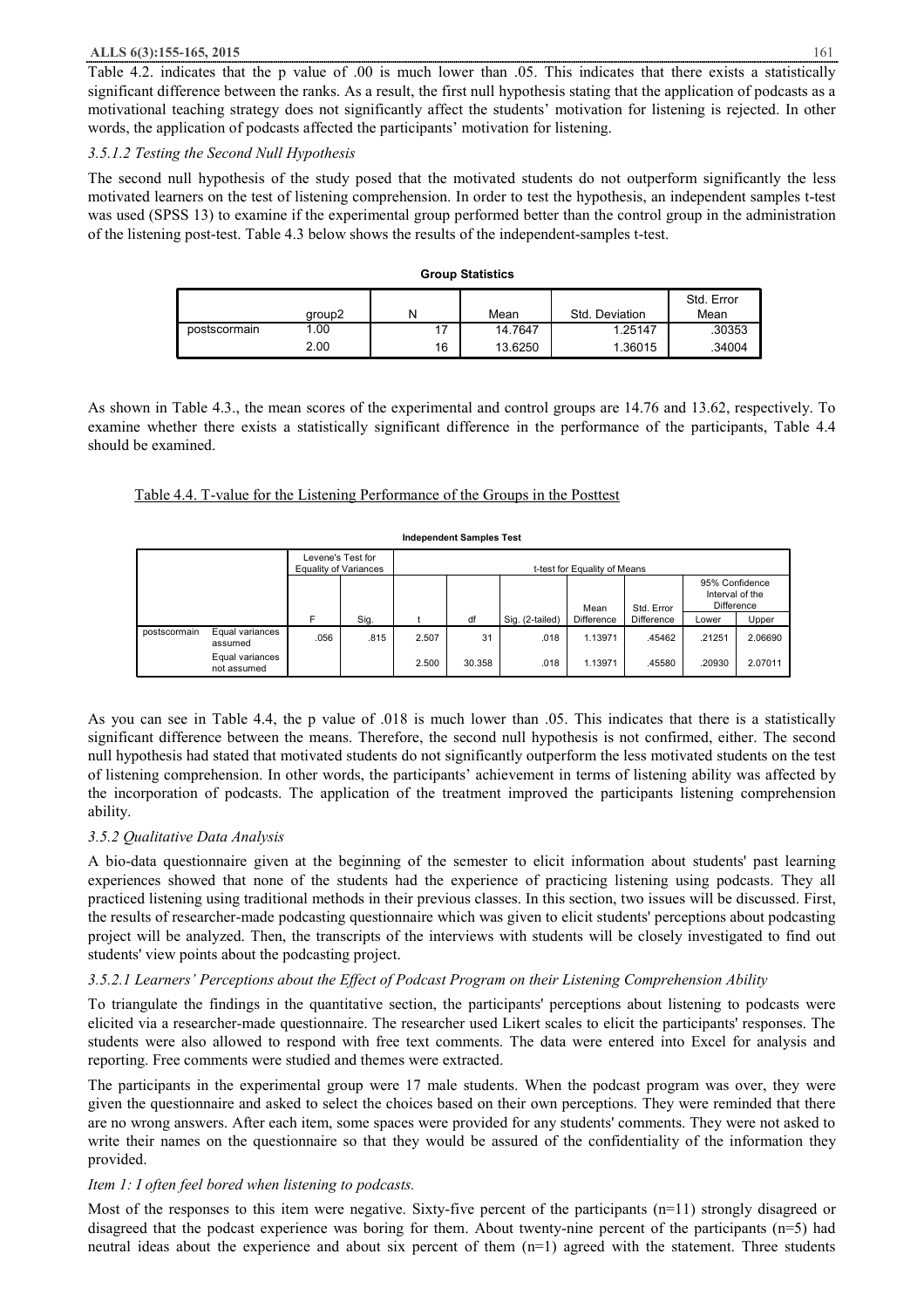Table 4.2. indicates that the p value of .00 is much lower than .05. This indicates that there exists a statistically significant difference between the ranks. As a result, the first null hypothesis stating that the application of podcasts as a motivational teaching strategy does not significantly affect the students' motivation for listening is rejected. In other words, the application of podcasts affected the participants' motivation for listening.

#### *3.5.1.2 Testing the Second Null Hypothesis*

The second null hypothesis of the study posed that the motivated students do not outperform significantly the less motivated learners on the test of listening comprehension. In order to test the hypothesis, an independent samples t-test was used (SPSS 13) to examine if the experimental group performed better than the control group in the administration of the listening post-test. Table 4.3 below shows the results of the independent-samples t-test.

**Group Statistics**

| | group2 | N | Mean | Std. Deviation | Std. Error Mean |
|---|---|---|---|---|---|
| postscormain | 1.00 | 17 | 14.7647 | 1.25147 | .30353 |
| | 2.00 | 16 | 13.6250 | 1.36015 | .34004 |

As shown in Table 4.3., the mean scores of the experimental and control groups are 14.76 and 13.62, respectively. To examine whether there exists a statistically significant difference in the performance of the participants, Table 4.4 should be examined.

Table 4.4. T-value for the Listening Performance of the Groups in the Posttest

**Independent Samples Test**

| | | Levene's Test for Equality of Variances | | t-test for Equality of Means | | | | | | |
|---|---|---|---|---|---|---|---|---|---|---|
| | | | | | | | | | 95% Confidence Interval of the Difference | |
| | | F | Sig. | t | df | Sig. (2-tailed) | Mean Difference | Std. Error Difference | Lower | Upper |
| postscormain | Equal variances assumed | .056 | .815 | 2.507 | 31 | .018 | 1.13971 | .45462 | .21251 | 2.06690 |
| | Equal variances not assumed | | | 2.500 | 30.358 | .018 | 1.13971 | .45580 | .20930 | 2.07011 |

As you can see in Table 4.4, the p value of .018 is much lower than .05. This indicates that there is a statistically significant difference between the means. Therefore, the second null hypothesis is not confirmed, either. The second null hypothesis had stated that motivated students do not significantly outperform the less motivated students on the test of listening comprehension. In other words, the participants' achievement in terms of listening ability was affected by the incorporation of podcasts. The application of the treatment improved the participants listening comprehension ability.

### *3.5.2 Qualitative Data Analysis*

A bio-data questionnaire given at the beginning of the semester to elicit information about students' past learning experiences showed that none of the students had the experience of practicing listening using podcasts. They all practiced listening using traditional methods in their previous classes. In this section, two issues will be discussed. First, the results of researcher-made podcasting questionnaire which was given to elicit students' perceptions about podcasting project will be analyzed. Then, the transcripts of the interviews with students will be closely investigated to find out students' view points about the podcasting project.

#### *3.5.2.1 Learners' Perceptions about the Effect of Podcast Program on their Listening Comprehension Ability*

To triangulate the findings in the quantitative section, the participants' perceptions about listening to podcasts were elicited via a researcher-made questionnaire. The researcher used Likert scales to elicit the participants' responses. The students were also allowed to respond with free text comments. The data were entered into Excel for analysis and reporting. Free comments were studied and themes were extracted.

The participants in the experimental group were 17 male students. When the podcast program was over, they were given the questionnaire and asked to select the choices based on their own perceptions. They were reminded that there are no wrong answers. After each item, some spaces were provided for any students' comments. They were not asked to write their names on the questionnaire so that they would be assured of the confidentiality of the information they provided.

*Item 1: I often feel bored when listening to podcasts.*

Most of the responses to this item were negative. Sixty-five percent of the participants (n=11) strongly disagreed or disagreed that the podcast experience was boring for them. About twenty-nine percent of the participants (n=5) had neutral ideas about the experience and about six percent of them (n=1) agreed with the statement. Three students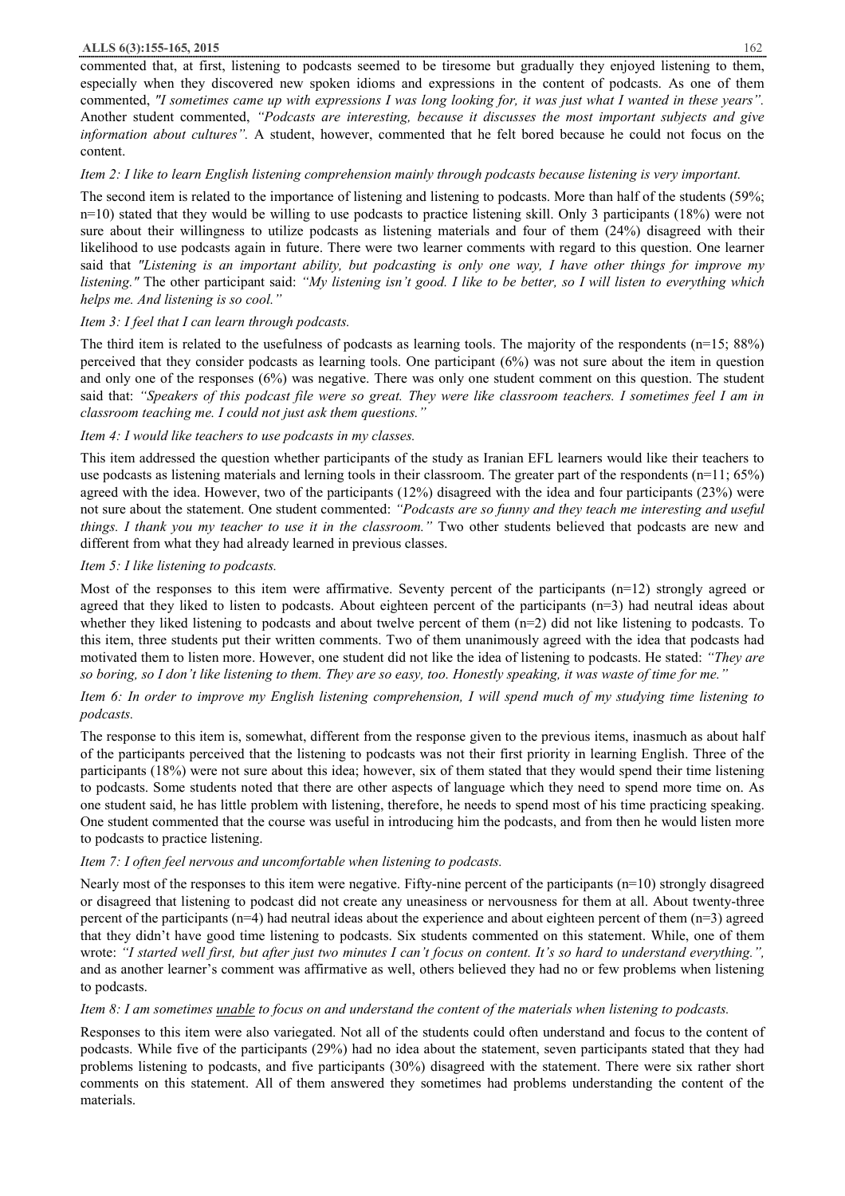commented that, at first, listening to podcasts seemed to be tiresome but gradually they enjoyed listening to them, especially when they discovered new spoken idioms and expressions in the content of podcasts. As one of them commented, *"I sometimes came up with expressions I was long looking for, it was just what I wanted in these years".* Another student commented, *"Podcasts are interesting, because it discusses the most important subjects and give information about cultures".* A student, however, commented that he felt bored because he could not focus on the content.

*Item 2: I like to learn English listening comprehension mainly through podcasts because listening is very important.*

The second item is related to the importance of listening and listening to podcasts. More than half of the students (59%; n=10) stated that they would be willing to use podcasts to practice listening skill. Only 3 participants (18%) were not sure about their willingness to utilize podcasts as listening materials and four of them (24%) disagreed with their likelihood to use podcasts again in future. There were two learner comments with regard to this question. One learner said that *"Listening is an important ability, but podcasting is only one way, I have other things for improve my listening."* The other participant said: *"My listening isn't good. I like to be better, so I will listen to everything which helps me. And listening is so cool."*

*Item 3: I feel that I can learn through podcasts.*

The third item is related to the usefulness of podcasts as learning tools. The majority of the respondents (n=15; 88%) perceived that they consider podcasts as learning tools. One participant (6%) was not sure about the item in question and only one of the responses (6%) was negative. There was only one student comment on this question. The student said that: *"Speakers of this podcast file were so great. They were like classroom teachers. I sometimes feel I am in classroom teaching me. I could not just ask them questions."*

*Item 4: I would like teachers to use podcasts in my classes.*

This item addressed the question whether participants of the study as Iranian EFL learners would like their teachers to use podcasts as listening materials and lerning tools in their classroom. The greater part of the respondents (n=11; 65%) agreed with the idea. However, two of the participants (12%) disagreed with the idea and four participants (23%) were not sure about the statement. One student commented: *"Podcasts are so funny and they teach me interesting and useful things. I thank you my teacher to use it in the classroom."* Two other students believed that podcasts are new and different from what they had already learned in previous classes.

*Item 5: I like listening to podcasts.*

Most of the responses to this item were affirmative. Seventy percent of the participants (n=12) strongly agreed or agreed that they liked to listen to podcasts. About eighteen percent of the participants (n=3) had neutral ideas about whether they liked listening to podcasts and about twelve percent of them (n=2) did not like listening to podcasts. To this item, three students put their written comments. Two of them unanimously agreed with the idea that podcasts had motivated them to listen more. However, one student did not like the idea of listening to podcasts. He stated: *"They are so boring, so I don't like listening to them. They are so easy, too. Honestly speaking, it was waste of time for me."*

*Item 6: In order to improve my English listening comprehension, I will spend much of my studying time listening to podcasts.*

The response to this item is, somewhat, different from the response given to the previous items, inasmuch as about half of the participants perceived that the listening to podcasts was not their first priority in learning English. Three of the participants (18%) were not sure about this idea; however, six of them stated that they would spend their time listening to podcasts. Some students noted that there are other aspects of language which they need to spend more time on. As one student said, he has little problem with listening, therefore, he needs to spend most of his time practicing speaking. One student commented that the course was useful in introducing him the podcasts, and from then he would listen more to podcasts to practice listening.

*Item 7: I often feel nervous and uncomfortable when listening to podcasts.*

Nearly most of the responses to this item were negative. Fifty-nine percent of the participants (n=10) strongly disagreed or disagreed that listening to podcast did not create any uneasiness or nervousness for them at all. About twenty-three percent of the participants (n=4) had neutral ideas about the experience and about eighteen percent of them (n=3) agreed that they didn't have good time listening to podcasts. Six students commented on this statement. While, one of them wrote: *"I started well first, but after just two minutes I can't focus on content. It's so hard to understand everything.",* and as another learner's comment was affirmative as well, others believed they had no or few problems when listening to podcasts.

*Item 8: I am sometimes unable to focus on and understand the content of the materials when listening to podcasts.*

Responses to this item were also variegated. Not all of the students could often understand and focus to the content of podcasts. While five of the participants (29%) had no idea about the statement, seven participants stated that they had problems listening to podcasts, and five participants (30%) disagreed with the statement. There were six rather short comments on this statement. All of them answered they sometimes had problems understanding the content of the materials.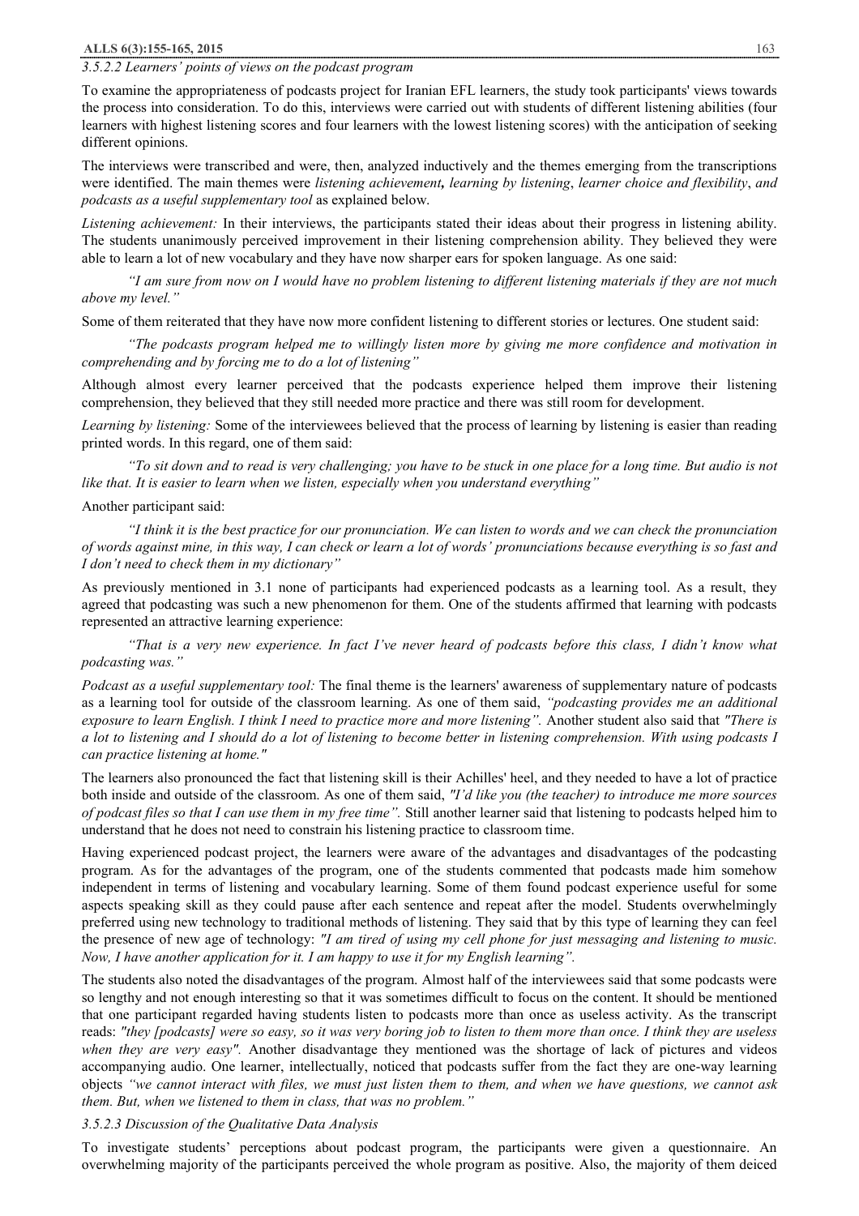#### *3.5.2.2 Learners' points of views on the podcast program*

To examine the appropriateness of podcasts project for Iranian EFL learners, the study took participants' views towards the process into consideration. To do this, interviews were carried out with students of different listening abilities (four learners with highest listening scores and four learners with the lowest listening scores) with the anticipation of seeking different opinions.

The interviews were transcribed and were, then, analyzed inductively and the themes emerging from the transcriptions were identified. The main themes were *listening achievement,* *learning by listening*, *learner choice and flexibility*, *and podcasts as a useful supplementary tool* as explained below.

*Listening achievement:* In their interviews, the participants stated their ideas about their progress in listening ability. The students unanimously perceived improvement in their listening comprehension ability. They believed they were able to learn a lot of new vocabulary and they have now sharper ears for spoken language. As one said:

> *"I am sure from now on I would have no problem listening to different listening materials if they are not much above my level."*

Some of them reiterated that they have now more confident listening to different stories or lectures. One student said:

> *"The podcasts program helped me to willingly listen more by giving me more confidence and motivation in comprehending and by forcing me to do a lot of listening"*

Although almost every learner perceived that the podcasts experience helped them improve their listening comprehension, they believed that they still needed more practice and there was still room for development.

*Learning by listening:* Some of the interviewees believed that the process of learning by listening is easier than reading printed words. In this regard, one of them said:

> *"To sit down and to read is very challenging; you have to be stuck in one place for a long time. But audio is not like that. It is easier to learn when we listen, especially when you understand everything"*

Another participant said:

> *"I think it is the best practice for our pronunciation. We can listen to words and we can check the pronunciation of words against mine, in this way, I can check or learn a lot of words' pronunciations because everything is so fast and I don't need to check them in my dictionary"*

As previously mentioned in 3.1 none of participants had experienced podcasts as a learning tool. As a result, they agreed that podcasting was such a new phenomenon for them. One of the students affirmed that learning with podcasts represented an attractive learning experience:

> *"That is a very new experience. In fact I've never heard of podcasts before this class, I didn't know what podcasting was."*

*Podcast as a useful supplementary tool:* The final theme is the learners' awareness of supplementary nature of podcasts as a learning tool for outside of the classroom learning. As one of them said, *"podcasting provides me an additional exposure to learn English. I think I need to practice more and more listening".* Another student also said that *"There is a lot to listening and I should do a lot of listening to become better in listening comprehension. With using podcasts I can practice listening at home."*

The learners also pronounced the fact that listening skill is their Achilles' heel, and they needed to have a lot of practice both inside and outside of the classroom. As one of them said, *"I'd like you (the teacher) to introduce me more sources of podcast files so that I can use them in my free time".* Still another learner said that listening to podcasts helped him to understand that he does not need to constrain his listening practice to classroom time.

Having experienced podcast project, the learners were aware of the advantages and disadvantages of the podcasting program. As for the advantages of the program, one of the students commented that podcasts made him somehow independent in terms of listening and vocabulary learning. Some of them found podcast experience useful for some aspects speaking skill as they could pause after each sentence and repeat after the model. Students overwhelmingly preferred using new technology to traditional methods of listening. They said that by this type of learning they can feel the presence of new age of technology: *"I am tired of using my cell phone for just messaging and listening to music. Now, I have another application for it. I am happy to use it for my English learning".*

The students also noted the disadvantages of the program. Almost half of the interviewees said that some podcasts were so lengthy and not enough interesting so that it was sometimes difficult to focus on the content. It should be mentioned that one participant regarded having students listen to podcasts more than once as useless activity. As the transcript reads: *"they [podcasts] were so easy, so it was very boring job to listen to them more than once. I think they are useless when they are very easy".* Another disadvantage they mentioned was the shortage of lack of pictures and videos accompanying audio. One learner, intellectually, noticed that podcasts suffer from the fact they are one-way learning objects *"we cannot interact with files, we must just listen them to them, and when we have questions, we cannot ask them. But, when we listened to them in class, that was no problem."*

#### *3.5.2.3 Discussion of the Qualitative Data Analysis*

To investigate students' perceptions about podcast program, the participants were given a questionnaire. An overwhelming majority of the participants perceived the whole program as positive. Also, the majority of them deiced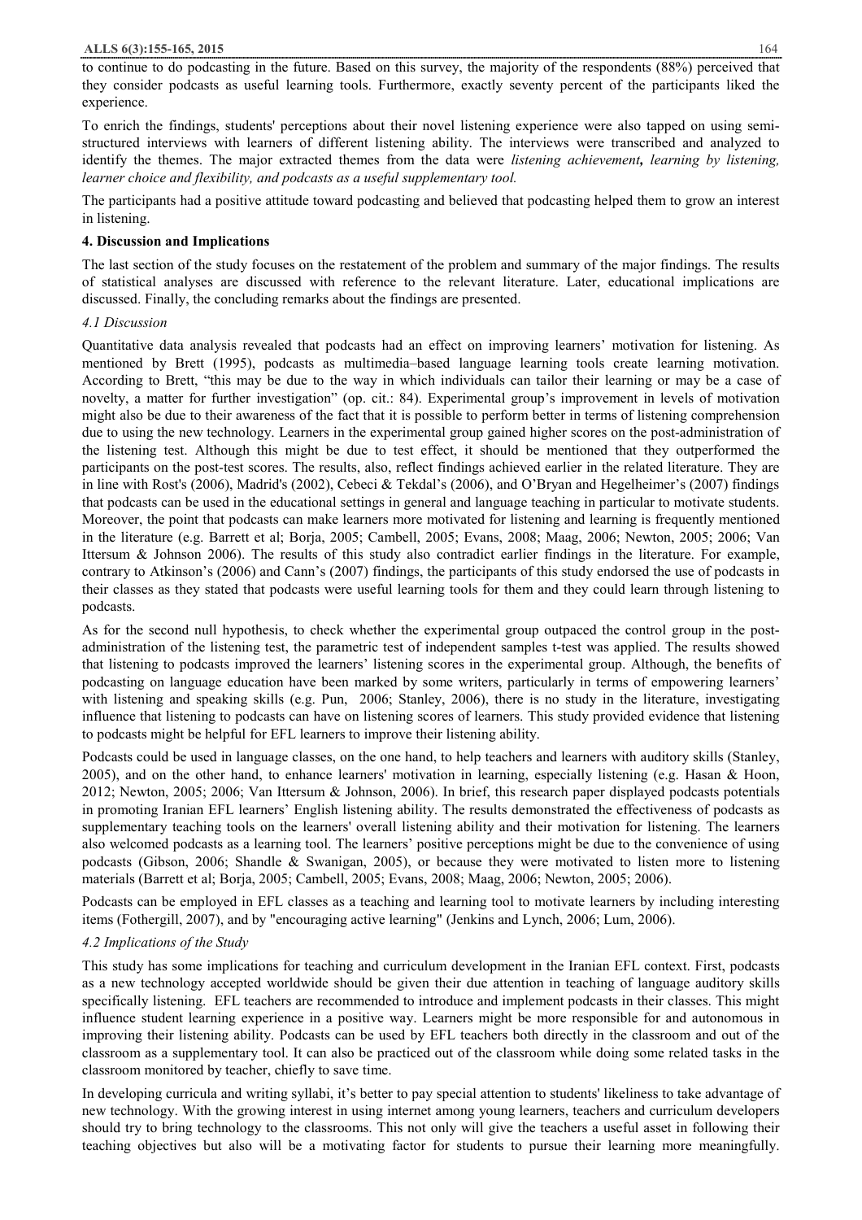to continue to do podcasting in the future. Based on this survey, the majority of the respondents (88%) perceived that they consider podcasts as useful learning tools. Furthermore, exactly seventy percent of the participants liked the experience.

To enrich the findings, students' perceptions about their novel listening experience were also tapped on using semi-structured interviews with learners of different listening ability. The interviews were transcribed and analyzed to identify the themes. The major extracted themes from the data were *listening achievement***,** *learning by listening, learner choice and flexibility, and podcasts as a useful supplementary tool.*

The participants had a positive attitude toward podcasting and believed that podcasting helped them to grow an interest in listening.

## 4. Discussion and Implications

The last section of the study focuses on the restatement of the problem and summary of the major findings. The results of statistical analyses are discussed with reference to the relevant literature. Later, educational implications are discussed. Finally, the concluding remarks about the findings are presented.

### *4.1 Discussion*

Quantitative data analysis revealed that podcasts had an effect on improving learners' motivation for listening. As mentioned by Brett (1995), podcasts as multimedia–based language learning tools create learning motivation. According to Brett, "this may be due to the way in which individuals can tailor their learning or may be a case of novelty, a matter for further investigation" (op. cit.: 84). Experimental group's improvement in levels of motivation might also be due to their awareness of the fact that it is possible to perform better in terms of listening comprehension due to using the new technology. Learners in the experimental group gained higher scores on the post-administration of the listening test. Although this might be due to test effect, it should be mentioned that they outperformed the participants on the post-test scores. The results, also, reflect findings achieved earlier in the related literature. They are in line with Rost's (2006), Madrid's (2002), Cebeci & Tekdal's (2006), and O'Bryan and Hegelheimer's (2007) findings that podcasts can be used in the educational settings in general and language teaching in particular to motivate students. Moreover, the point that podcasts can make learners more motivated for listening and learning is frequently mentioned in the literature (e.g. Barrett et al; Borja, 2005; Cambell, 2005; Evans, 2008; Maag, 2006; Newton, 2005; 2006; Van Ittersum & Johnson 2006). The results of this study also contradict earlier findings in the literature. For example, contrary to Atkinson's (2006) and Cann's (2007) findings, the participants of this study endorsed the use of podcasts in their classes as they stated that podcasts were useful learning tools for them and they could learn through listening to podcasts.

As for the second null hypothesis, to check whether the experimental group outpaced the control group in the post-administration of the listening test, the parametric test of independent samples t-test was applied. The results showed that listening to podcasts improved the learners' listening scores in the experimental group. Although, the benefits of podcasting on language education have been marked by some writers, particularly in terms of empowering learners' with listening and speaking skills (e.g. Pun, 2006; Stanley, 2006), there is no study in the literature, investigating influence that listening to podcasts can have on listening scores of learners. This study provided evidence that listening to podcasts might be helpful for EFL learners to improve their listening ability.

Podcasts could be used in language classes, on the one hand, to help teachers and learners with auditory skills (Stanley, 2005), and on the other hand, to enhance learners' motivation in learning, especially listening (e.g. Hasan & Hoon, 2012; Newton, 2005; 2006; Van Ittersum & Johnson, 2006). In brief, this research paper displayed podcasts potentials in promoting Iranian EFL learners' English listening ability. The results demonstrated the effectiveness of podcasts as supplementary teaching tools on the learners' overall listening ability and their motivation for listening. The learners also welcomed podcasts as a learning tool. The learners' positive perceptions might be due to the convenience of using podcasts (Gibson, 2006; Shandle & Swanigan, 2005), or because they were motivated to listen more to listening materials (Barrett et al; Borja, 2005; Cambell, 2005; Evans, 2008; Maag, 2006; Newton, 2005; 2006).

Podcasts can be employed in EFL classes as a teaching and learning tool to motivate learners by including interesting items (Fothergill, 2007), and by "encouraging active learning" (Jenkins and Lynch, 2006; Lum, 2006).

### *4.2 Implications of the Study*

This study has some implications for teaching and curriculum development in the Iranian EFL context. First, podcasts as a new technology accepted worldwide should be given their due attention in teaching of language auditory skills specifically listening. EFL teachers are recommended to introduce and implement podcasts in their classes. This might influence student learning experience in a positive way. Learners might be more responsible for and autonomous in improving their listening ability. Podcasts can be used by EFL teachers both directly in the classroom and out of the classroom as a supplementary tool. It can also be practiced out of the classroom while doing some related tasks in the classroom monitored by teacher, chiefly to save time.

In developing curricula and writing syllabi, it's better to pay special attention to students' likeliness to take advantage of new technology. With the growing interest in using internet among young learners, teachers and curriculum developers should try to bring technology to the classrooms. This not only will give the teachers a useful asset in following their teaching objectives but also will be a motivating factor for students to pursue their learning more meaningfully.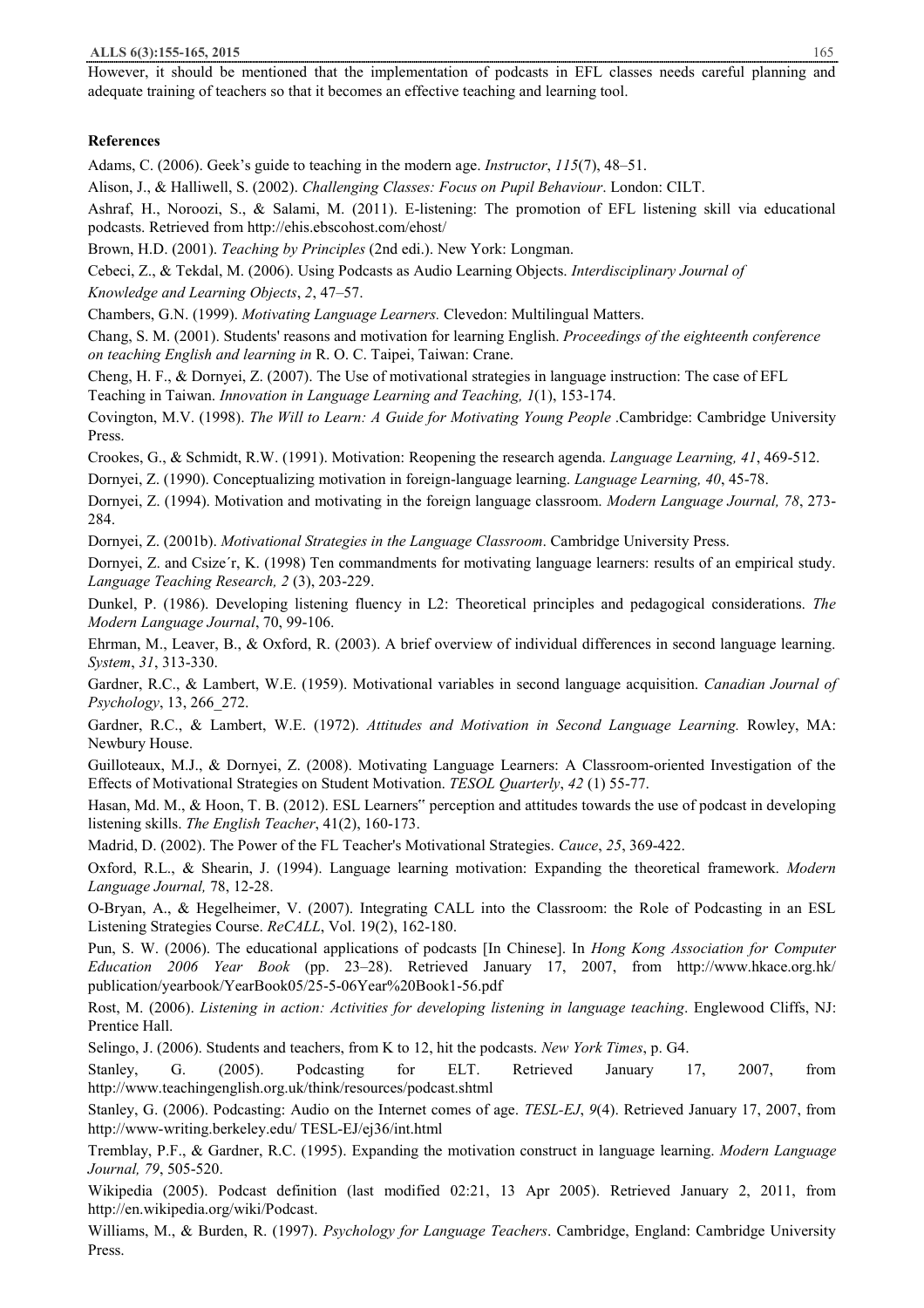However, it should be mentioned that the implementation of podcasts in EFL classes needs careful planning and adequate training of teachers so that it becomes an effective teaching and learning tool.

## References

Adams, C. (2006). Geek's guide to teaching in the modern age. *Instructor*, *115*(7), 48–51.

Alison, J., & Halliwell, S. (2002). *Challenging Classes: Focus on Pupil Behaviour*. London: CILT.

Ashraf, H., Noroozi, S., & Salami, M. (2011). E-listening: The promotion of EFL listening skill via educational podcasts. Retrieved from http://ehis.ebscohost.com/ehost/

Brown, H.D. (2001). *Teaching by Principles* (2nd edi.). New York: Longman.

Cebeci, Z., & Tekdal, M. (2006). Using Podcasts as Audio Learning Objects. *Interdisciplinary Journal of Knowledge and Learning Objects*, *2*, 47–57.

Chambers, G.N. (1999). *Motivating Language Learners.* Clevedon: Multilingual Matters.

Chang, S. M. (2001). Students' reasons and motivation for learning English. *Proceedings of the eighteenth conference on teaching English and learning in* R. O. C. Taipei, Taiwan: Crane.

Cheng, H. F., & Dornyei, Z. (2007). The Use of motivational strategies in language instruction: The case of EFL Teaching in Taiwan. *Innovation in Language Learning and Teaching, 1*(1), 153-174.

Covington, M.V. (1998). *The Will to Learn: A Guide for Motivating Young People* .Cambridge: Cambridge University Press.

Crookes, G., & Schmidt, R.W. (1991). Motivation: Reopening the research agenda. *Language Learning, 41*, 469-512.

Dornyei, Z. (1990). Conceptualizing motivation in foreign-language learning. *Language Learning, 40*, 45-78.

Dornyei, Z. (1994). Motivation and motivating in the foreign language classroom. *Modern Language Journal, 78*, 273-284.

Dornyei, Z. (2001b). *Motivational Strategies in the Language Classroom*. Cambridge University Press.

Dornyei, Z. and Csize´r, K. (1998) Ten commandments for motivating language learners: results of an empirical study. *Language Teaching Research, 2* (3), 203-229.

Dunkel, P. (1986). Developing listening fluency in L2: Theoretical principles and pedagogical considerations. *The Modern Language Journal*, 70, 99-106.

Ehrman, M., Leaver, B., & Oxford, R. (2003). A brief overview of individual differences in second language learning. *System*, *31*, 313-330.

Gardner, R.C., & Lambert, W.E. (1959). Motivational variables in second language acquisition. *Canadian Journal of Psychology*, 13, 266_272.

Gardner, R.C., & Lambert, W.E. (1972). *Attitudes and Motivation in Second Language Learning.* Rowley, MA: Newbury House.

Guilloteaux, M.J., & Dornyei, Z. (2008). Motivating Language Learners: A Classroom-oriented Investigation of the Effects of Motivational Strategies on Student Motivation. *TESOL Quarterly*, *42* (1) 55-77.

Hasan, Md. M., & Hoon, T. B. (2012). ESL Learners" perception and attitudes towards the use of podcast in developing listening skills. *The English Teacher*, 41(2), 160-173.

Madrid, D. (2002). The Power of the FL Teacher's Motivational Strategies. *Cauce*, *25*, 369-422.

Oxford, R.L., & Shearin, J. (1994). Language learning motivation: Expanding the theoretical framework. *Modern Language Journal,* 78, 12-28.

O-Bryan, A., & Hegelheimer, V. (2007). Integrating CALL into the Classroom: the Role of Podcasting in an ESL Listening Strategies Course. *ReCALL*, Vol. 19(2), 162-180.

Pun, S. W. (2006). The educational applications of podcasts [In Chinese]. In *Hong Kong Association for Computer Education 2006 Year Book* (pp. 23–28). Retrieved January 17, 2007, from http://www.hkace.org.hk/publication/yearbook/YearBook05/25-5-06Year%20Book1-56.pdf

Rost, M. (2006). *Listening in action: Activities for developing listening in language teaching*. Englewood Cliffs, NJ: Prentice Hall.

Selingo, J. (2006). Students and teachers, from K to 12, hit the podcasts. *New York Times*, p. G4.

Stanley, G. (2005). Podcasting for ELT. Retrieved January 17, 2007, from http://www.teachingenglish.org.uk/think/resources/podcast.shtml

Stanley, G. (2006). Podcasting: Audio on the Internet comes of age. *TESL-EJ*, *9*(4). Retrieved January 17, 2007, from http://www-writing.berkeley.edu/ TESL-EJ/ej36/int.html

Tremblay, P.F., & Gardner, R.C. (1995). Expanding the motivation construct in language learning. *Modern Language Journal, 79*, 505-520.

Wikipedia (2005). Podcast definition (last modified 02:21, 13 Apr 2005). Retrieved January 2, 2011, from http://en.wikipedia.org/wiki/Podcast.

Williams, M., & Burden, R. (1997). *Psychology for Language Teachers*. Cambridge, England: Cambridge University Press.